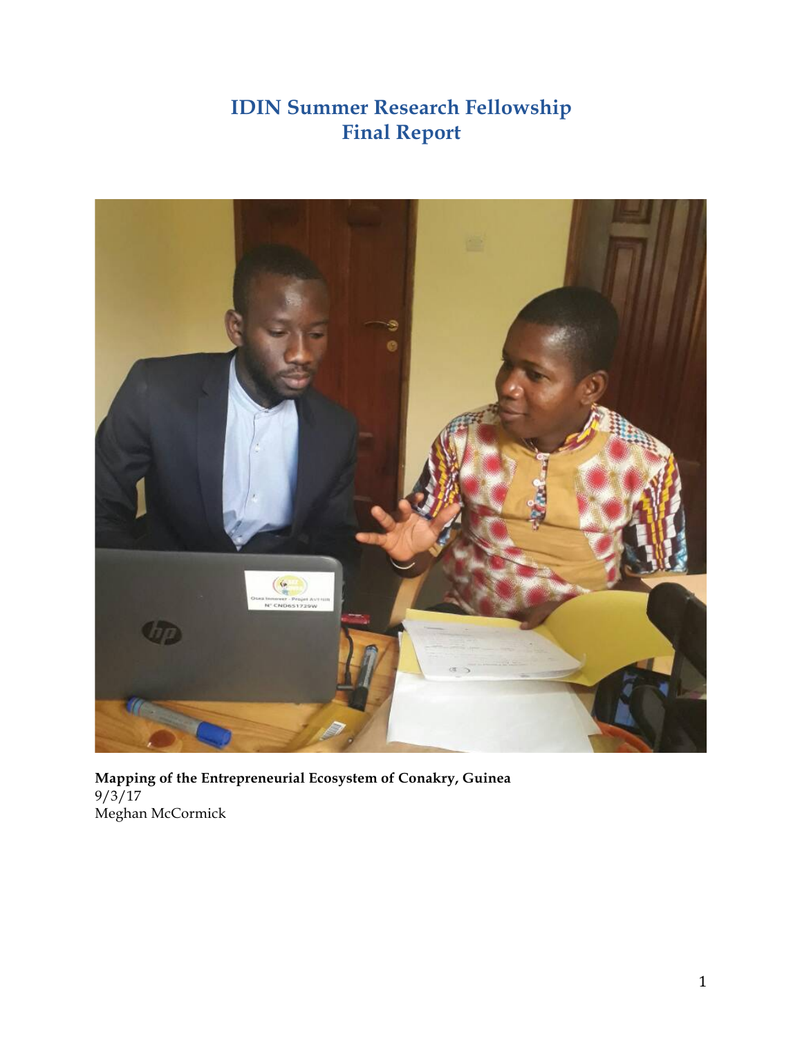# IDIN Summer Research Fellowship
# Final Report

**Mapping of the Entrepreneurial Ecosystem of Conakry, Guinea**
9/3/17
Meghan McCormick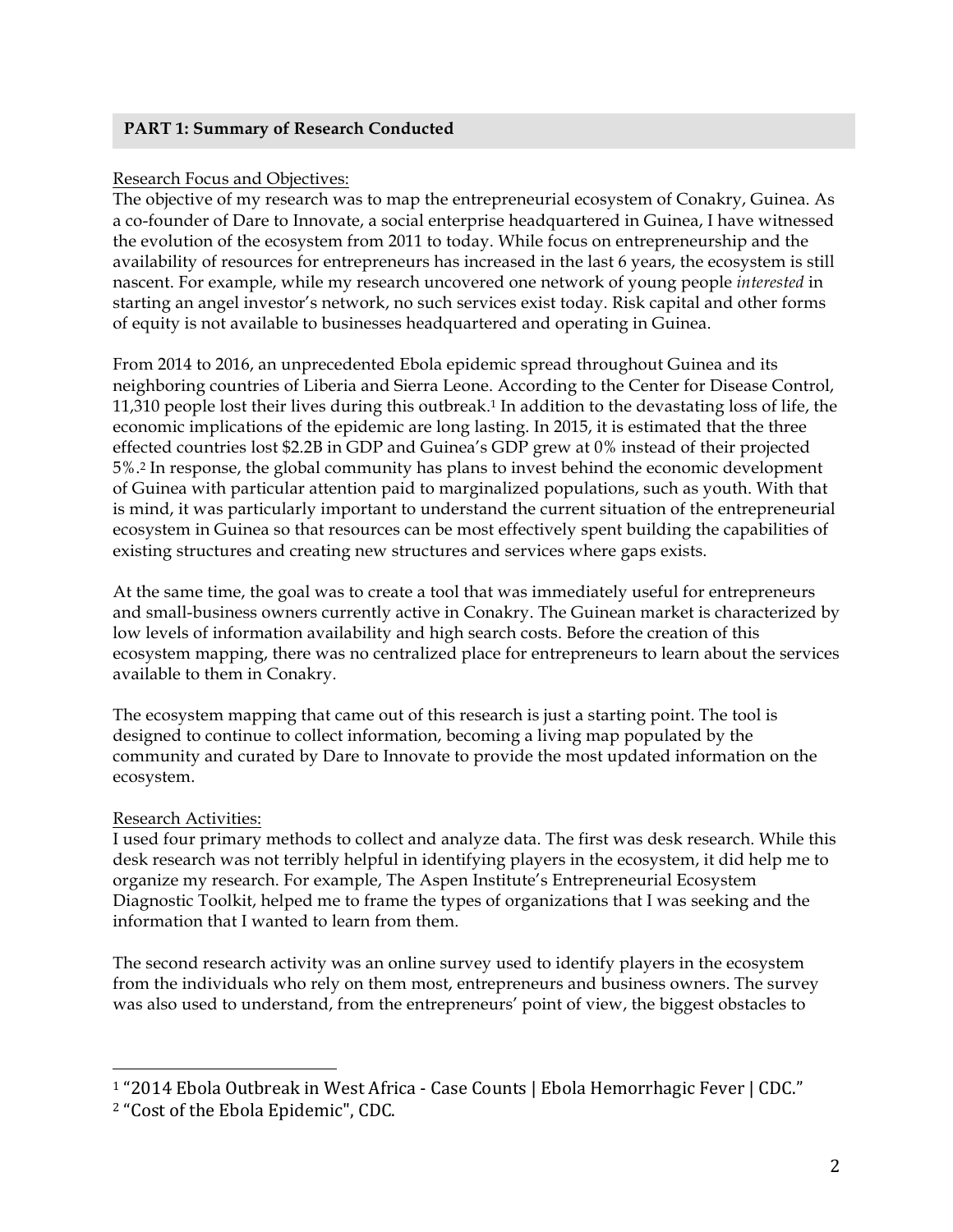## PART 1: Summary of Research Conducted

Research Focus and Objectives:

The objective of my research was to map the entrepreneurial ecosystem of Conakry, Guinea. As a co-founder of Dare to Innovate, a social enterprise headquartered in Guinea, I have witnessed the evolution of the ecosystem from 2011 to today. While focus on entrepreneurship and the availability of resources for entrepreneurs has increased in the last 6 years, the ecosystem is still nascent. For example, while my research uncovered one network of young people *interested* in starting an angel investor's network, no such services exist today. Risk capital and other forms of equity is not available to businesses headquartered and operating in Guinea.

From 2014 to 2016, an unprecedented Ebola epidemic spread throughout Guinea and its neighboring countries of Liberia and Sierra Leone. According to the Center for Disease Control, 11,310 people lost their lives during this outbreak.[1] In addition to the devastating loss of life, the economic implications of the epidemic are long lasting. In 2015, it is estimated that the three effected countries lost $2.2B in GDP and Guinea's GDP grew at 0% instead of their projected 5%.[2] In response, the global community has plans to invest behind the economic development of Guinea with particular attention paid to marginalized populations, such as youth. With that is mind, it was particularly important to understand the current situation of the entrepreneurial ecosystem in Guinea so that resources can be most effectively spent building the capabilities of existing structures and creating new structures and services where gaps exists.

At the same time, the goal was to create a tool that was immediately useful for entrepreneurs and small-business owners currently active in Conakry. The Guinean market is characterized by low levels of information availability and high search costs. Before the creation of this ecosystem mapping, there was no centralized place for entrepreneurs to learn about the services available to them in Conakry.

The ecosystem mapping that came out of this research is just a starting point. The tool is designed to continue to collect information, becoming a living map populated by the community and curated by Dare to Innovate to provide the most updated information on the ecosystem.

Research Activities:

I used four primary methods to collect and analyze data. The first was desk research. While this desk research was not terribly helpful in identifying players in the ecosystem, it did help me to organize my research. For example, The Aspen Institute's Entrepreneurial Ecosystem Diagnostic Toolkit, helped me to frame the types of organizations that I was seeking and the information that I wanted to learn from them.

The second research activity was an online survey used to identify players in the ecosystem from the individuals who rely on them most, entrepreneurs and business owners. The survey was also used to understand, from the entrepreneurs' point of view, the biggest obstacles to

---

[1] "2014 Ebola Outbreak in West Africa - Case Counts | Ebola Hemorrhagic Fever | CDC."

[2] "Cost of the Ebola Epidemic", CDC.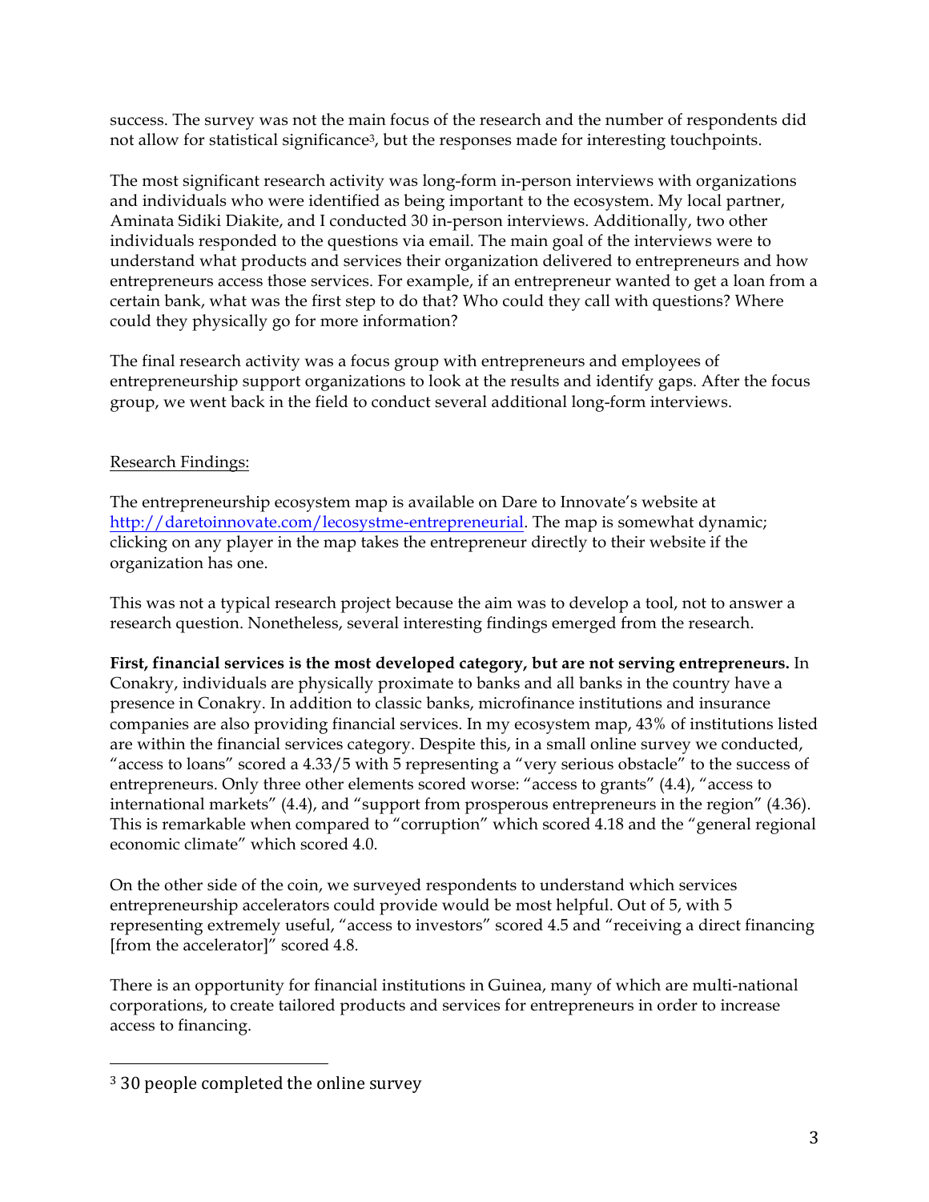success. The survey was not the main focus of the research and the number of respondents did not allow for statistical significance[3], but the responses made for interesting touchpoints.

The most significant research activity was long-form in-person interviews with organizations and individuals who were identified as being important to the ecosystem. My local partner, Aminata Sidiki Diakite, and I conducted 30 in-person interviews. Additionally, two other individuals responded to the questions via email. The main goal of the interviews were to understand what products and services their organization delivered to entrepreneurs and how entrepreneurs access those services. For example, if an entrepreneur wanted to get a loan from a certain bank, what was the first step to do that? Who could they call with questions? Where could they physically go for more information?

The final research activity was a focus group with entrepreneurs and employees of entrepreneurship support organizations to look at the results and identify gaps. After the focus group, we went back in the field to conduct several additional long-form interviews.

Research Findings:

The entrepreneurship ecosystem map is available on Dare to Innovate's website at http://daretoinnovate.com/lecosystme-entrepreneurial. The map is somewhat dynamic; clicking on any player in the map takes the entrepreneur directly to their website if the organization has one.

This was not a typical research project because the aim was to develop a tool, not to answer a research question. Nonetheless, several interesting findings emerged from the research.

**First, financial services is the most developed category, but are not serving entrepreneurs.** In Conakry, individuals are physically proximate to banks and all banks in the country have a presence in Conakry. In addition to classic banks, microfinance institutions and insurance companies are also providing financial services. In my ecosystem map, 43% of institutions listed are within the financial services category. Despite this, in a small online survey we conducted, "access to loans" scored a 4.33/5 with 5 representing a "very serious obstacle" to the success of entrepreneurs. Only three other elements scored worse: "access to grants" (4.4), "access to international markets" (4.4), and "support from prosperous entrepreneurs in the region" (4.36). This is remarkable when compared to "corruption" which scored 4.18 and the "general regional economic climate" which scored 4.0.

On the other side of the coin, we surveyed respondents to understand which services entrepreneurship accelerators could provide would be most helpful. Out of 5, with 5 representing extremely useful, "access to investors" scored 4.5 and "receiving a direct financing [from the accelerator]" scored 4.8.

There is an opportunity for financial institutions in Guinea, many of which are multi-national corporations, to create tailored products and services for entrepreneurs in order to increase access to financing.

[3] 30 people completed the online survey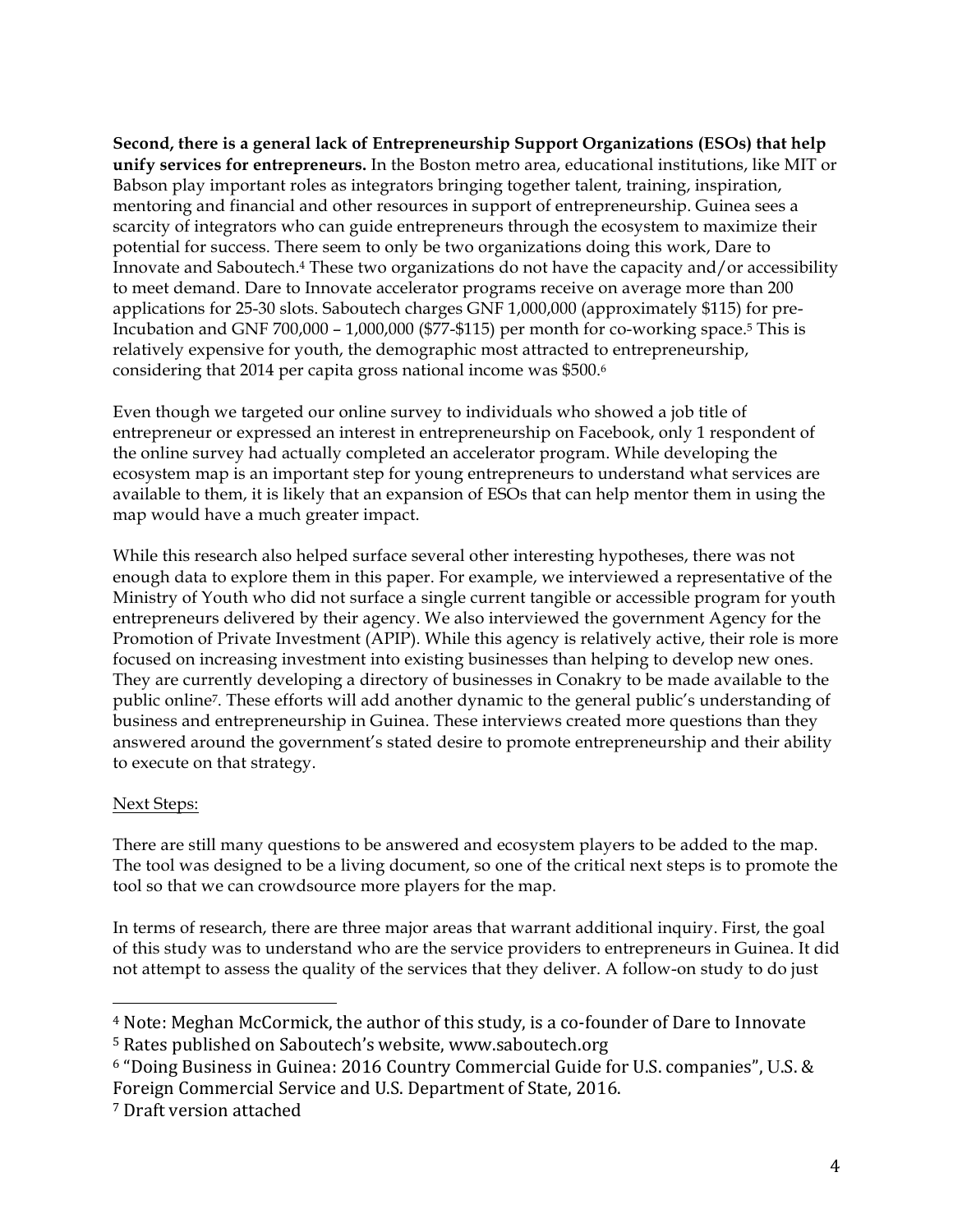**Second, there is a general lack of Entrepreneurship Support Organizations (ESOs) that help unify services for entrepreneurs.** In the Boston metro area, educational institutions, like MIT or Babson play important roles as integrators bringing together talent, training, inspiration, mentoring and financial and other resources in support of entrepreneurship. Guinea sees a scarcity of integrators who can guide entrepreneurs through the ecosystem to maximize their potential for success. There seem to only be two organizations doing this work, Dare to Innovate and Saboutech.[4] These two organizations do not have the capacity and/or accessibility to meet demand. Dare to Innovate accelerator programs receive on average more than 200 applications for 25-30 slots. Saboutech charges GNF 1,000,000 (approximately $115) for pre-Incubation and GNF 700,000 – 1,000,000 ($77-$115) per month for co-working space.[5] This is relatively expensive for youth, the demographic most attracted to entrepreneurship, considering that 2014 per capita gross national income was $500.[6]

Even though we targeted our online survey to individuals who showed a job title of entrepreneur or expressed an interest in entrepreneurship on Facebook, only 1 respondent of the online survey had actually completed an accelerator program. While developing the ecosystem map is an important step for young entrepreneurs to understand what services are available to them, it is likely that an expansion of ESOs that can help mentor them in using the map would have a much greater impact.

While this research also helped surface several other interesting hypotheses, there was not enough data to explore them in this paper. For example, we interviewed a representative of the Ministry of Youth who did not surface a single current tangible or accessible program for youth entrepreneurs delivered by their agency. We also interviewed the government Agency for the Promotion of Private Investment (APIP). While this agency is relatively active, their role is more focused on increasing investment into existing businesses than helping to develop new ones. They are currently developing a directory of businesses in Conakry to be made available to the public online[7]. These efforts will add another dynamic to the general public's understanding of business and entrepreneurship in Guinea. These interviews created more questions than they answered around the government's stated desire to promote entrepreneurship and their ability to execute on that strategy.

<u>Next Steps:</u>

There are still many questions to be answered and ecosystem players to be added to the map. The tool was designed to be a living document, so one of the critical next steps is to promote the tool so that we can crowdsource more players for the map.

In terms of research, there are three major areas that warrant additional inquiry. First, the goal of this study was to understand who are the service providers to entrepreneurs in Guinea. It did not attempt to assess the quality of the services that they deliver. A follow-on study to do just

---

[4] Note: Meghan McCormick, the author of this study, is a co-founder of Dare to Innovate

[5] Rates published on Saboutech's website, www.saboutech.org

[6] "Doing Business in Guinea: 2016 Country Commercial Guide for U.S. companies", U.S. & Foreign Commercial Service and U.S. Department of State, 2016.

[7] Draft version attached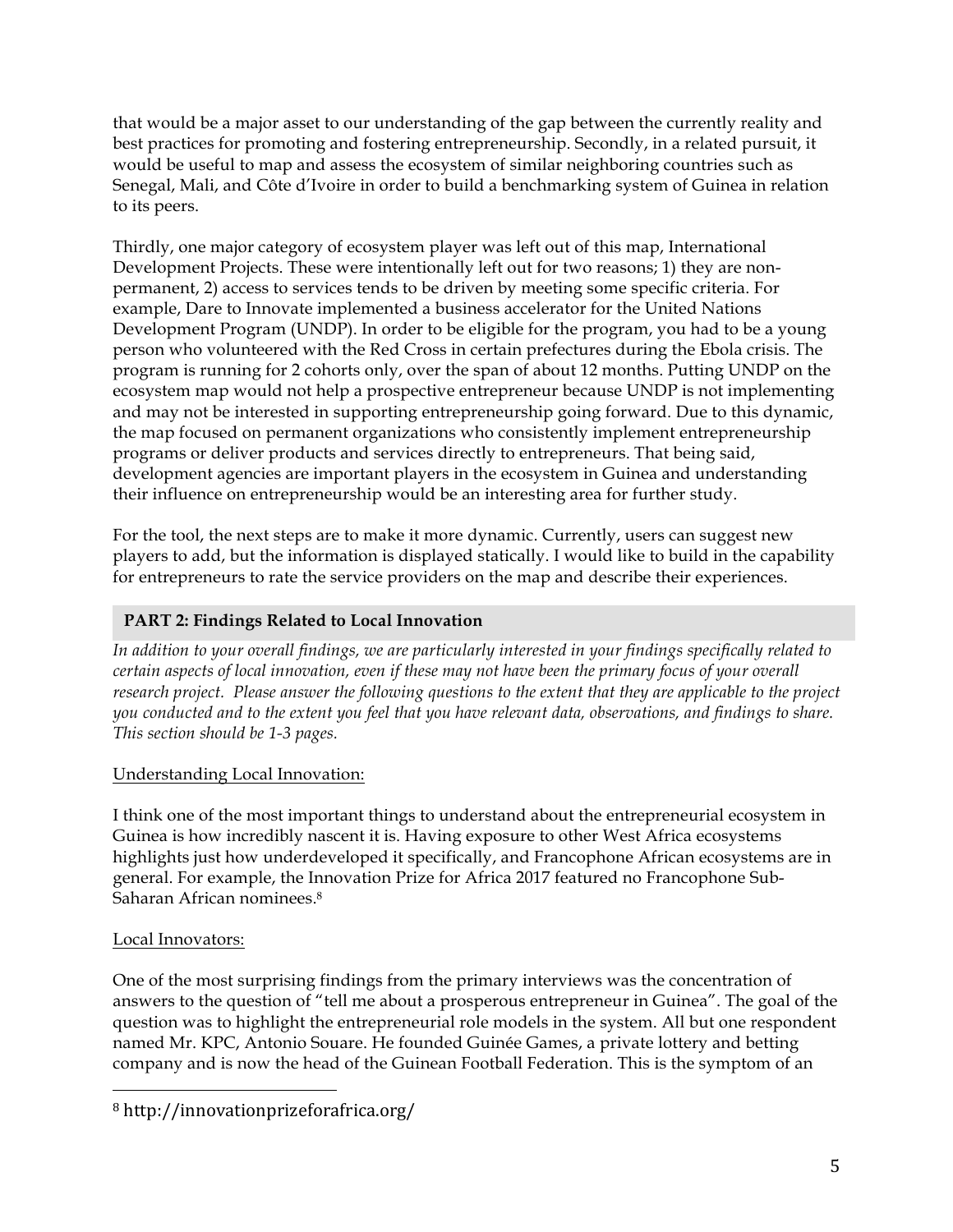that would be a major asset to our understanding of the gap between the currently reality and best practices for promoting and fostering entrepreneurship. Secondly, in a related pursuit, it would be useful to map and assess the ecosystem of similar neighboring countries such as Senegal, Mali, and Côte d'Ivoire in order to build a benchmarking system of Guinea in relation to its peers.

Thirdly, one major category of ecosystem player was left out of this map, International Development Projects. These were intentionally left out for two reasons; 1) they are non-permanent, 2) access to services tends to be driven by meeting some specific criteria. For example, Dare to Innovate implemented a business accelerator for the United Nations Development Program (UNDP). In order to be eligible for the program, you had to be a young person who volunteered with the Red Cross in certain prefectures during the Ebola crisis. The program is running for 2 cohorts only, over the span of about 12 months. Putting UNDP on the ecosystem map would not help a prospective entrepreneur because UNDP is not implementing and may not be interested in supporting entrepreneurship going forward. Due to this dynamic, the map focused on permanent organizations who consistently implement entrepreneurship programs or deliver products and services directly to entrepreneurs. That being said, development agencies are important players in the ecosystem in Guinea and understanding their influence on entrepreneurship would be an interesting area for further study.

For the tool, the next steps are to make it more dynamic. Currently, users can suggest new players to add, but the information is displayed statically. I would like to build in the capability for entrepreneurs to rate the service providers on the map and describe their experiences.

## PART 2: Findings Related to Local Innovation

*In addition to your overall findings, we are particularly interested in your findings specifically related to certain aspects of local innovation, even if these may not have been the primary focus of your overall research project. Please answer the following questions to the extent that they are applicable to the project you conducted and to the extent you feel that you have relevant data, observations, and findings to share. This section should be 1-3 pages.*

Understanding Local Innovation:

I think one of the most important things to understand about the entrepreneurial ecosystem in Guinea is how incredibly nascent it is. Having exposure to other West Africa ecosystems highlights just how underdeveloped it specifically, and Francophone African ecosystems are in general. For example, the Innovation Prize for Africa 2017 featured no Francophone Sub-Saharan African nominees.[8]

Local Innovators:

One of the most surprising findings from the primary interviews was the concentration of answers to the question of "tell me about a prosperous entrepreneur in Guinea". The goal of the question was to highlight the entrepreneurial role models in the system. All but one respondent named Mr. KPC, Antonio Souare. He founded Guinée Games, a private lottery and betting company and is now the head of the Guinean Football Federation. This is the symptom of an

[8] http://innovationprizeforafrica.org/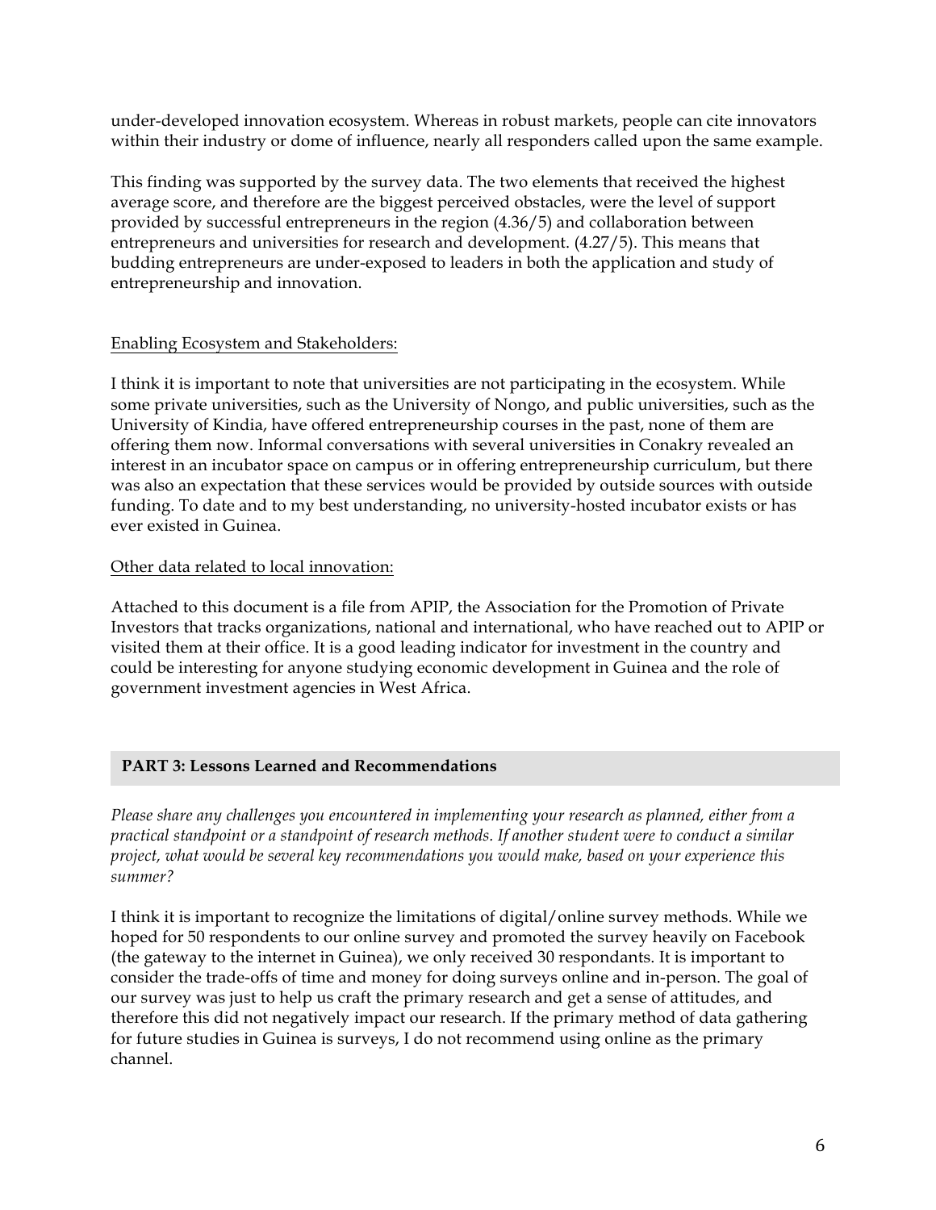under-developed innovation ecosystem. Whereas in robust markets, people can cite innovators within their industry or dome of influence, nearly all responders called upon the same example.

This finding was supported by the survey data. The two elements that received the highest average score, and therefore are the biggest perceived obstacles, were the level of support provided by successful entrepreneurs in the region (4.36/5) and collaboration between entrepreneurs and universities for research and development. (4.27/5). This means that budding entrepreneurs are under-exposed to leaders in both the application and study of entrepreneurship and innovation.

<u>Enabling Ecosystem and Stakeholders:</u>

I think it is important to note that universities are not participating in the ecosystem. While some private universities, such as the University of Nongo, and public universities, such as the University of Kindia, have offered entrepreneurship courses in the past, none of them are offering them now. Informal conversations with several universities in Conakry revealed an interest in an incubator space on campus or in offering entrepreneurship curriculum, but there was also an expectation that these services would be provided by outside sources with outside funding. To date and to my best understanding, no university-hosted incubator exists or has ever existed in Guinea.

<u>Other data related to local innovation:</u>

Attached to this document is a file from APIP, the Association for the Promotion of Private Investors that tracks organizations, national and international, who have reached out to APIP or visited them at their office. It is a good leading indicator for investment in the country and could be interesting for anyone studying economic development in Guinea and the role of government investment agencies in West Africa.

## PART 3: Lessons Learned and Recommendations

*Please share any challenges you encountered in implementing your research as planned, either from a practical standpoint or a standpoint of research methods. If another student were to conduct a similar project, what would be several key recommendations you would make, based on your experience this summer?*

I think it is important to recognize the limitations of digital/online survey methods. While we hoped for 50 respondents to our online survey and promoted the survey heavily on Facebook (the gateway to the internet in Guinea), we only received 30 respondants. It is important to consider the trade-offs of time and money for doing surveys online and in-person. The goal of our survey was just to help us craft the primary research and get a sense of attitudes, and therefore this did not negatively impact our research. If the primary method of data gathering for future studies in Guinea is surveys, I do not recommend using online as the primary channel.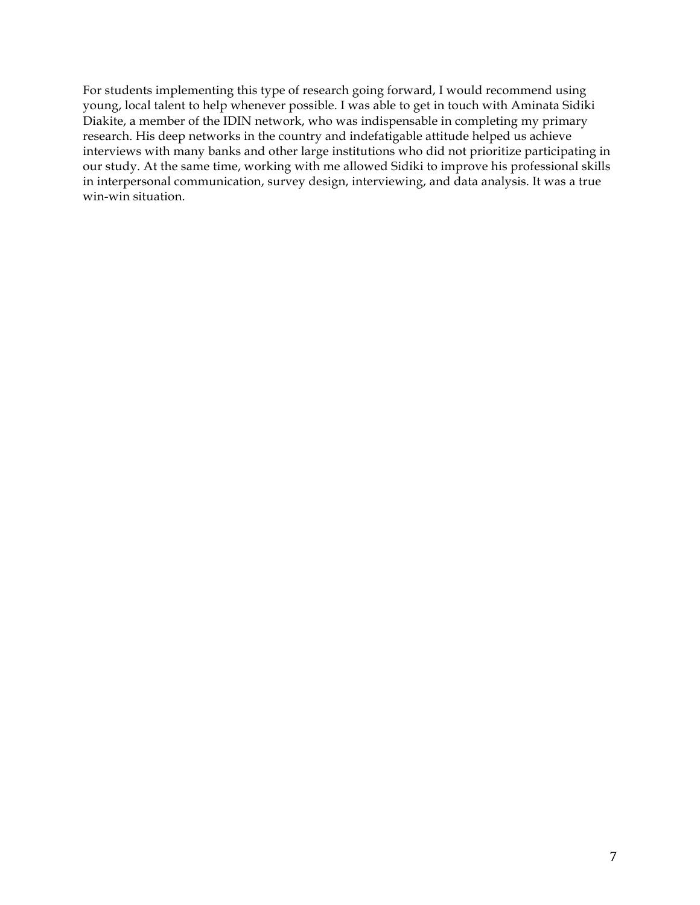For students implementing this type of research going forward, I would recommend using young, local talent to help whenever possible. I was able to get in touch with Aminata Sidiki Diakite, a member of the IDIN network, who was indispensable in completing my primary research. His deep networks in the country and indefatigable attitude helped us achieve interviews with many banks and other large institutions who did not prioritize participating in our study. At the same time, working with me allowed Sidiki to improve his professional skills in interpersonal communication, survey design, interviewing, and data analysis. It was a true win-win situation.